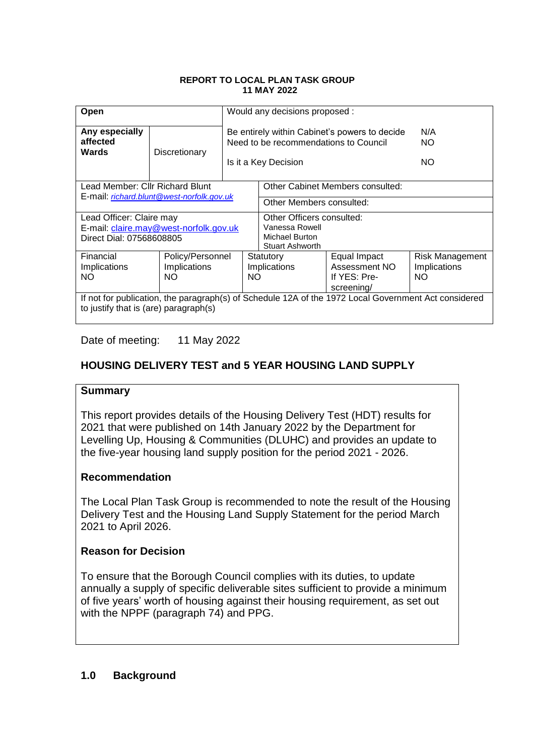**REPORT TO LOCAL PLAN TASK GROUP**
**11 MAY 2022**

| **Open** | | Would any decisions proposed : | | | |
|---|---|---|---|---|---|
| **Any especially affected Wards** | Discretionary | Be entirely within Cabinet's powers to decide<br>Need to be recommendations to Council<br><br>Is it a Key Decision | | | N/A<br>NO<br><br>NO |
| Lead Member: Cllr Richard Blunt<br>E-mail: *richard.blunt@west-norfolk.gov.uk* | | | Other Cabinet Members consulted: | | |
| | | | Other Members consulted: | | |
| Lead Officer: Claire may<br>E-mail: claire.may@west-norfolk.gov.uk<br>Direct Dial: 07568608805 | | | Other Officers consulted:<br>Vanessa Rowell<br>Michael Burton<br>Stuart Ashworth | | |
| Financial Implications<br>NO | Policy/Personnel Implications<br>NO | Statutory Implications<br>NO | | Equal Impact Assessment NO<br>If YES: Pre-screening/ | Risk Management Implications<br>NO |
| If not for publication, the paragraph(s) of Schedule 12A of the 1972 Local Government Act considered to justify that is (are) paragraph(s) | | | | | |

Date of meeting: 11 May 2022

## HOUSING DELIVERY TEST and 5 YEAR HOUSING LAND SUPPLY

### Summary

This report provides details of the Housing Delivery Test (HDT) results for 2021 that were published on 14th January 2022 by the Department for Levelling Up, Housing & Communities (DLUHC) and provides an update to the five-year housing land supply position for the period 2021 - 2026.

### Recommendation

The Local Plan Task Group is recommended to note the result of the Housing Delivery Test and the Housing Land Supply Statement for the period March 2021 to April 2026.

### Reason for Decision

To ensure that the Borough Council complies with its duties, to update annually a supply of specific deliverable sites sufficient to provide a minimum of five years' worth of housing against their housing requirement, as set out with the NPPF (paragraph 74) and PPG.

## 1.0 Background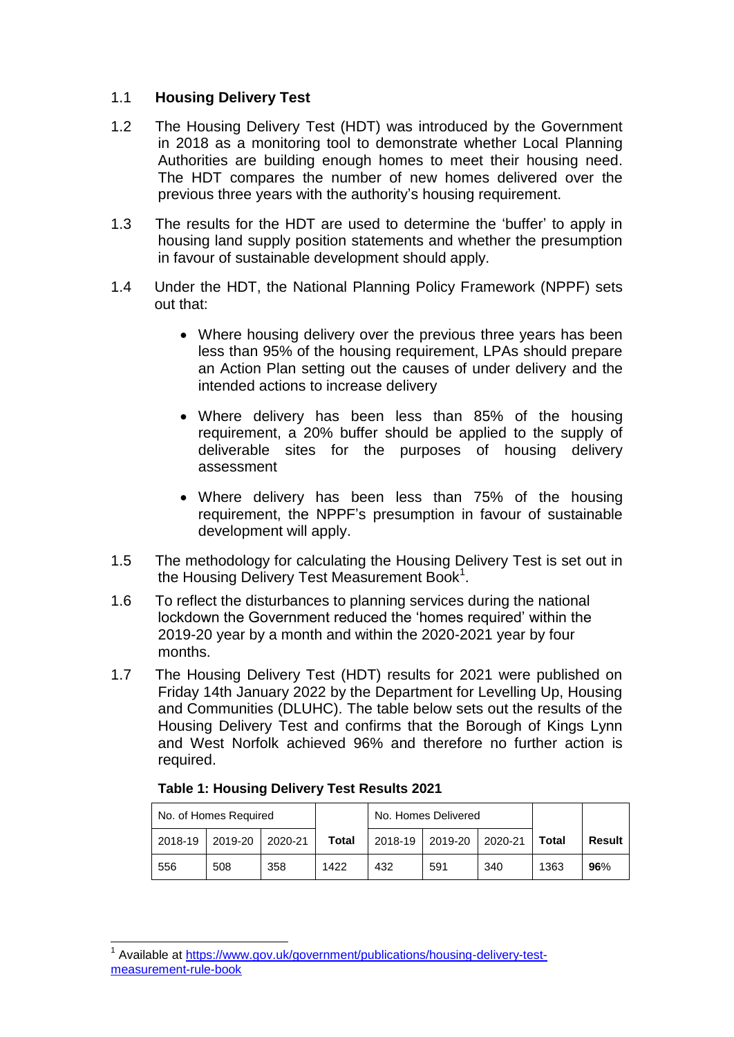## 1.1 Housing Delivery Test

1.2 The Housing Delivery Test (HDT) was introduced by the Government in 2018 as a monitoring tool to demonstrate whether Local Planning Authorities are building enough homes to meet their housing need. The HDT compares the number of new homes delivered over the previous three years with the authority's housing requirement.

1.3 The results for the HDT are used to determine the 'buffer' to apply in housing land supply position statements and whether the presumption in favour of sustainable development should apply.

1.4 Under the HDT, the National Planning Policy Framework (NPPF) sets out that:

- Where housing delivery over the previous three years has been less than 95% of the housing requirement, LPAs should prepare an Action Plan setting out the causes of under delivery and the intended actions to increase delivery
- Where delivery has been less than 85% of the housing requirement, a 20% buffer should be applied to the supply of deliverable sites for the purposes of housing delivery assessment
- Where delivery has been less than 75% of the housing requirement, the NPPF's presumption in favour of sustainable development will apply.

1.5 The methodology for calculating the Housing Delivery Test is set out in the Housing Delivery Test Measurement Book[1].

1.6 To reflect the disturbances to planning services during the national lockdown the Government reduced the 'homes required' within the 2019-20 year by a month and within the 2020-2021 year by four months.

1.7 The Housing Delivery Test (HDT) results for 2021 were published on Friday 14th January 2022 by the Department for Levelling Up, Housing and Communities (DLUHC). The table below sets out the results of the Housing Delivery Test and confirms that the Borough of Kings Lynn and West Norfolk achieved 96% and therefore no further action is required.

**Table 1: Housing Delivery Test Results 2021**

| No. of Homes Required | | | | No. Homes Delivered | | | | |
|---|---|---|---|---|---|---|---|---|
| 2018-19 | 2019-20 | 2020-21 | **Total** | 2018-19 | 2019-20 | 2020-21 | **Total** | **Result** |
| 556 | 508 | 358 | 1422 | 432 | 591 | 340 | 1363 | **96**% |

[1] Available at https://www.gov.uk/government/publications/housing-delivery-test-measurement-rule-book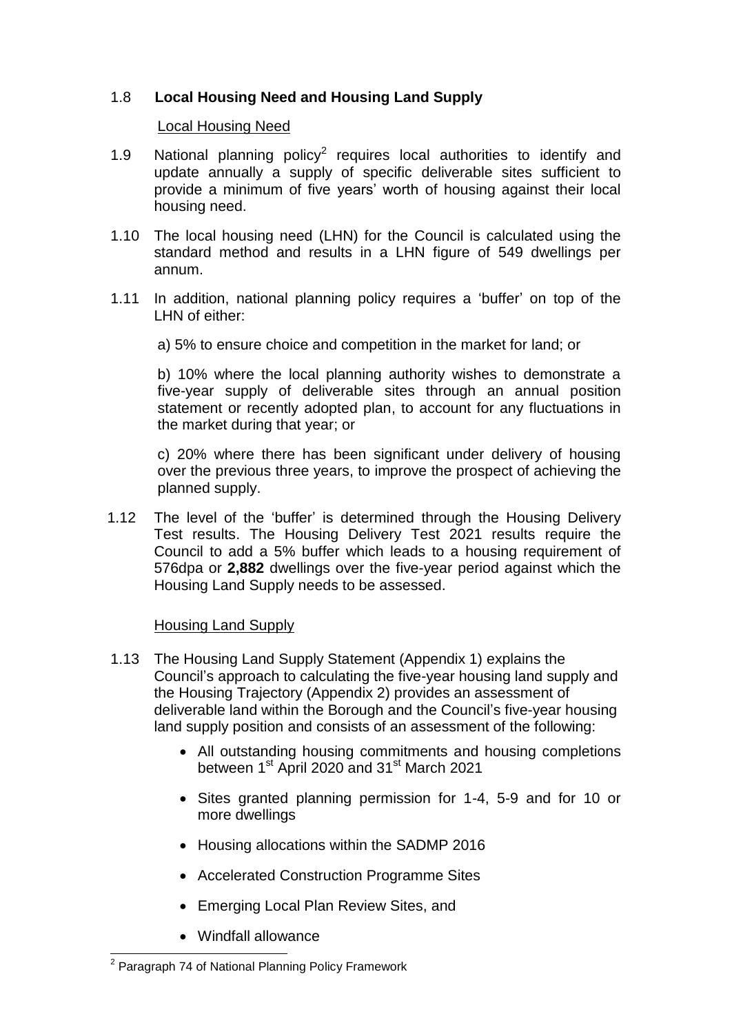## 1.8 **Local Housing Need and Housing Land Supply**

Local Housing Need

1.9 National planning policy[2] requires local authorities to identify and update annually a supply of specific deliverable sites sufficient to provide a minimum of five years' worth of housing against their local housing need.

1.10 The local housing need (LHN) for the Council is calculated using the standard method and results in a LHN figure of 549 dwellings per annum.

1.11 In addition, national planning policy requires a 'buffer' on top of the LHN of either:

a) 5% to ensure choice and competition in the market for land; or

b) 10% where the local planning authority wishes to demonstrate a five-year supply of deliverable sites through an annual position statement or recently adopted plan, to account for any fluctuations in the market during that year; or

c) 20% where there has been significant under delivery of housing over the previous three years, to improve the prospect of achieving the planned supply.

1.12 The level of the 'buffer' is determined through the Housing Delivery Test results. The Housing Delivery Test 2021 results require the Council to add a 5% buffer which leads to a housing requirement of 576dpa or **2,882** dwellings over the five-year period against which the Housing Land Supply needs to be assessed.

Housing Land Supply

1.13 The Housing Land Supply Statement (Appendix 1) explains the Council's approach to calculating the five-year housing land supply and the Housing Trajectory (Appendix 2) provides an assessment of deliverable land within the Borough and the Council's five-year housing land supply position and consists of an assessment of the following:

- All outstanding housing commitments and housing completions between 1st April 2020 and 31st March 2021
- Sites granted planning permission for 1-4, 5-9 and for 10 or more dwellings
- Housing allocations within the SADMP 2016
- Accelerated Construction Programme Sites
- Emerging Local Plan Review Sites, and
- Windfall allowance

[2] Paragraph 74 of National Planning Policy Framework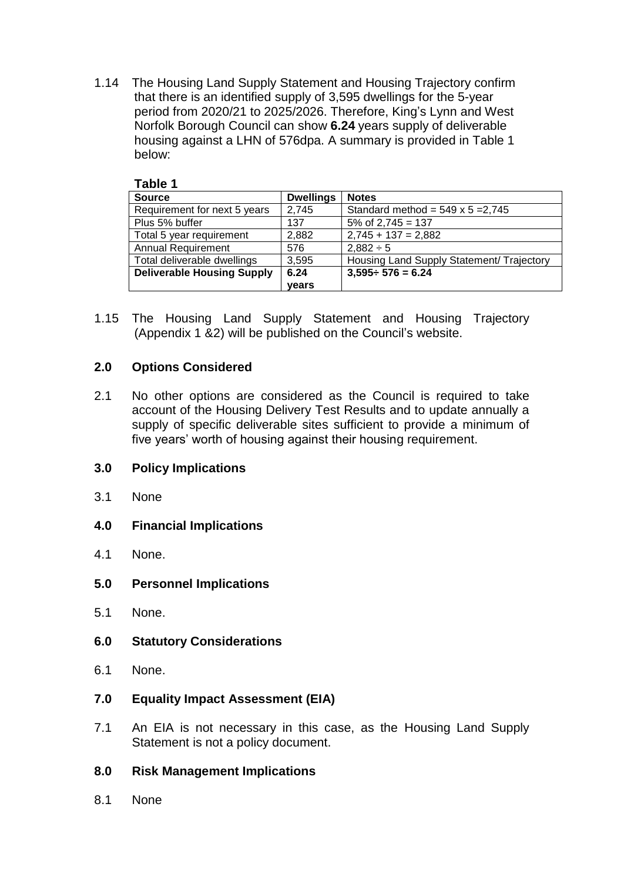1.14 The Housing Land Supply Statement and Housing Trajectory confirm that there is an identified supply of 3,595 dwellings for the 5-year period from 2020/21 to 2025/2026. Therefore, King's Lynn and West Norfolk Borough Council can show **6.24** years supply of deliverable housing against a LHN of 576dpa. A summary is provided in Table 1 below:

**Table 1**

| Source | Dwellings | Notes |
|---|---|---|
| Requirement for next 5 years | 2,745 | Standard method = 549 x 5 =2,745 |
| Plus 5% buffer | 137 | 5% of 2,745 = 137 |
| Total 5 year requirement | 2,882 | 2,745 + 137 = 2,882 |
| Annual Requirement | 576 | 2,882 ÷ 5 |
| Total deliverable dwellings | 3,595 | Housing Land Supply Statement/ Trajectory |
| **Deliverable Housing Supply** | **6.24 years** | **3,595÷ 576 = 6.24** |

1.15 The Housing Land Supply Statement and Housing Trajectory (Appendix 1 &2) will be published on the Council's website.

## 2.0 Options Considered

2.1 No other options are considered as the Council is required to take account of the Housing Delivery Test Results and to update annually a supply of specific deliverable sites sufficient to provide a minimum of five years' worth of housing against their housing requirement.

## 3.0 Policy Implications

3.1 None

## 4.0 Financial Implications

4.1 None.

## 5.0 Personnel Implications

5.1 None.

## 6.0 Statutory Considerations

6.1 None.

## 7.0 Equality Impact Assessment (EIA)

7.1 An EIA is not necessary in this case, as the Housing Land Supply Statement is not a policy document.

## 8.0 Risk Management Implications

8.1 None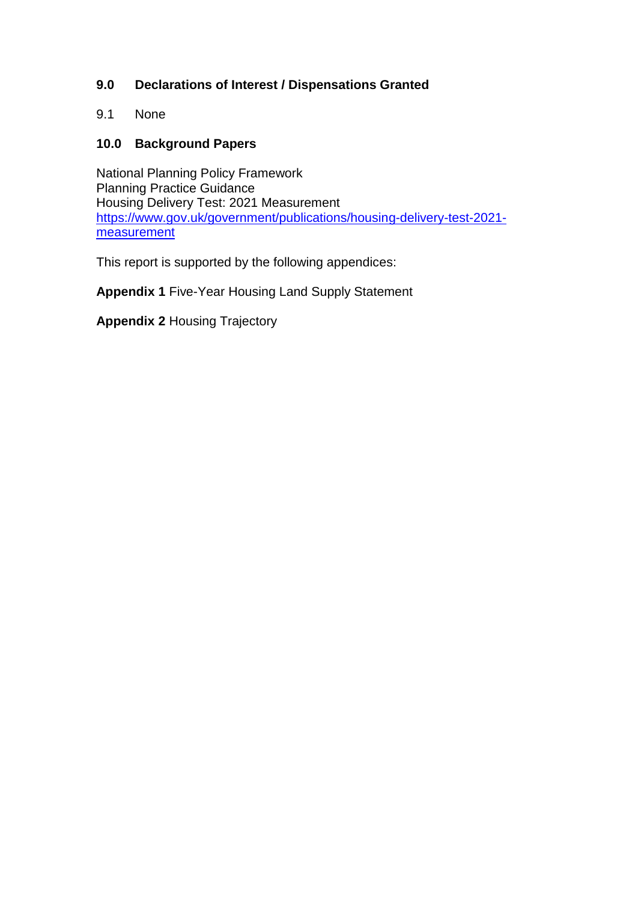## 9.0 Declarations of Interest / Dispensations Granted

9.1 None

## 10.0 Background Papers

National Planning Policy Framework
Planning Practice Guidance
Housing Delivery Test: 2021 Measurement
[https://www.gov.uk/government/publications/housing-delivery-test-2021-measurement](https://www.gov.uk/government/publications/housing-delivery-test-2021-measurement)

This report is supported by the following appendices:

**Appendix 1** Five-Year Housing Land Supply Statement

**Appendix 2** Housing Trajectory